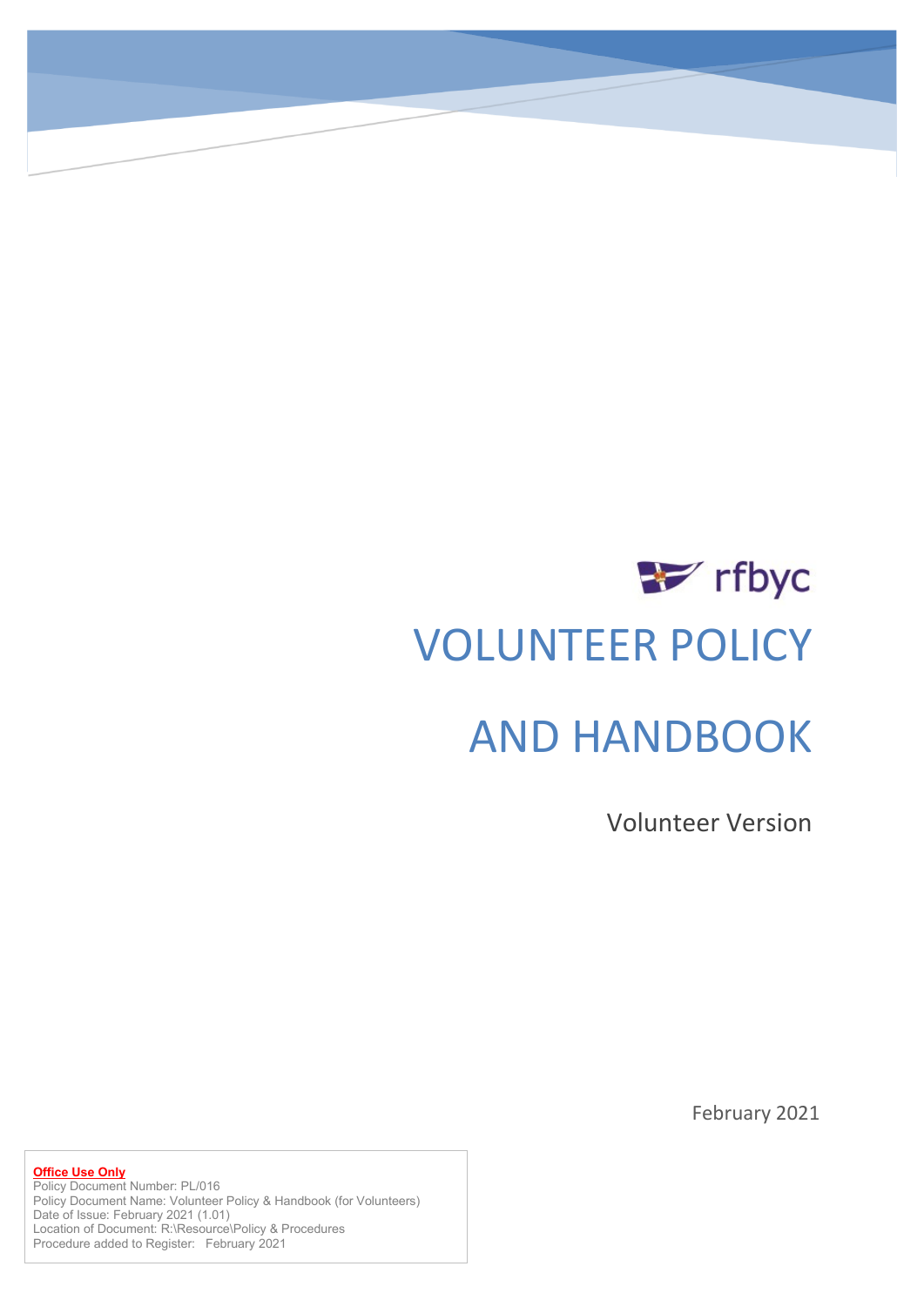rfbyc

# VOLUNTEER POLICY

# AND HANDBOOK

Volunteer Version

February 2021

**Office Use Only**
Policy Document Number: PL/016
Policy Document Name: Volunteer Policy & Handbook (for Volunteers)
Date of Issue: February 2021 (1.01)
Location of Document: R:\Resource\Policy & Procedures
Procedure added to Register: February 2021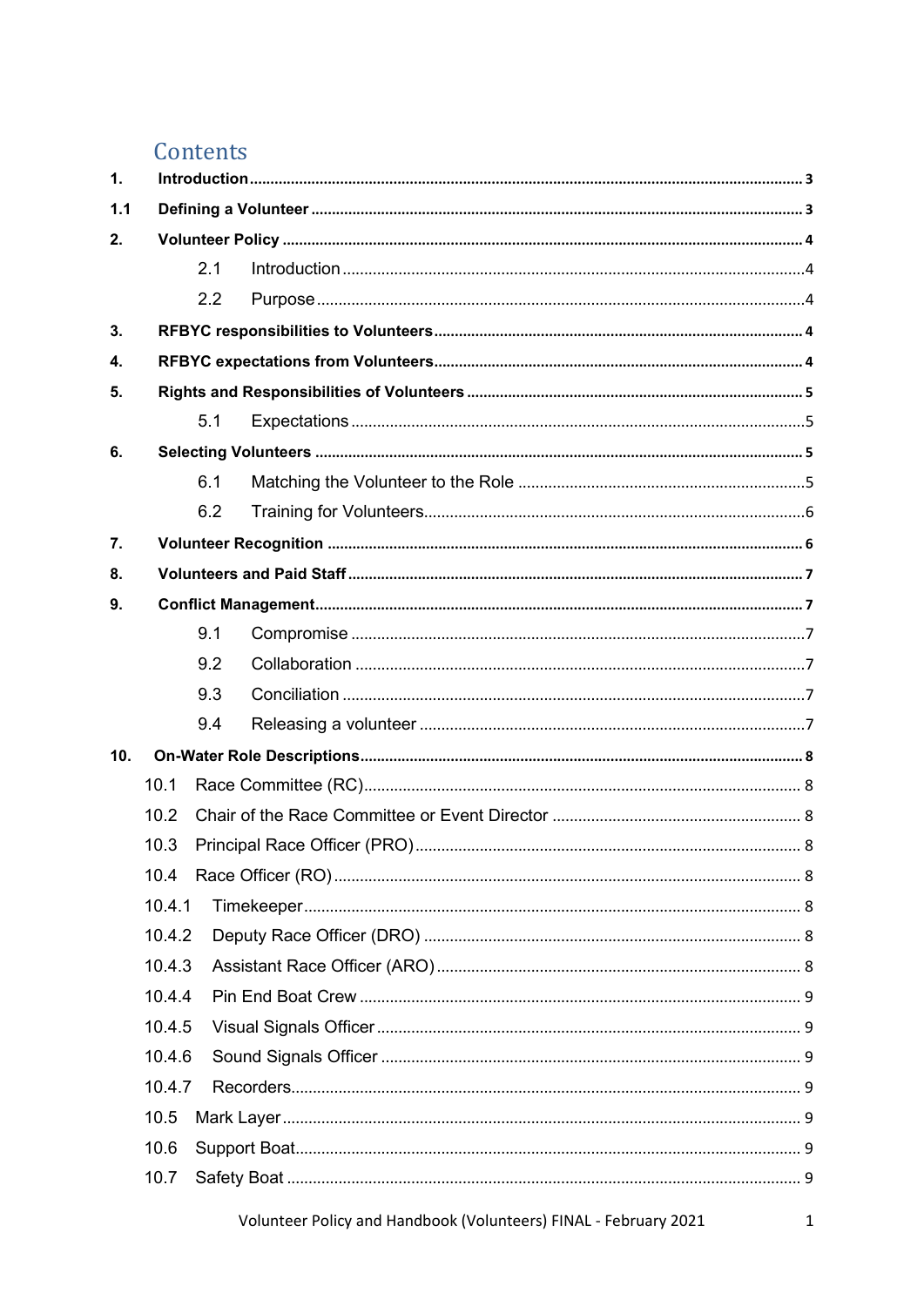# Contents

| | | |
|---|---|---|
| **1.** | **Introduction** | **3** |
| **1.1** | **Defining a Volunteer** | **3** |
| **2.** | **Volunteer Policy** | **4** |
| 2.1 | Introduction | 4 |
| 2.2 | Purpose | 4 |
| **3.** | **RFBYC responsibilities to Volunteers** | **4** |
| **4.** | **RFBYC expectations from Volunteers** | **4** |
| **5.** | **Rights and Responsibilities of Volunteers** | **5** |
| 5.1 | Expectations | 5 |
| **6.** | **Selecting Volunteers** | **5** |
| 6.1 | Matching the Volunteer to the Role | 5 |
| 6.2 | Training for Volunteers | 6 |
| **7.** | **Volunteer Recognition** | **6** |
| **8.** | **Volunteers and Paid Staff** | **7** |
| **9.** | **Conflict Management** | **7** |
| 9.1 | Compromise | 7 |
| 9.2 | Collaboration | 7 |
| 9.3 | Conciliation | 7 |
| 9.4 | Releasing a volunteer | 7 |
| **10.** | **On-Water Role Descriptions** | **8** |
| 10.1 | Race Committee (RC) | 8 |
| 10.2 | Chair of the Race Committee or Event Director | 8 |
| 10.3 | Principal Race Officer (PRO) | 8 |
| 10.4 | Race Officer (RO) | 8 |
| 10.4.1 | Timekeeper | 8 |
| 10.4.2 | Deputy Race Officer (DRO) | 8 |
| 10.4.3 | Assistant Race Officer (ARO) | 8 |
| 10.4.4 | Pin End Boat Crew | 9 |
| 10.4.5 | Visual Signals Officer | 9 |
| 10.4.6 | Sound Signals Officer | 9 |
| 10.4.7 | Recorders | 9 |
| 10.5 | Mark Layer | 9 |
| 10.6 | Support Boat | 9 |
| 10.7 | Safety Boat | 9 |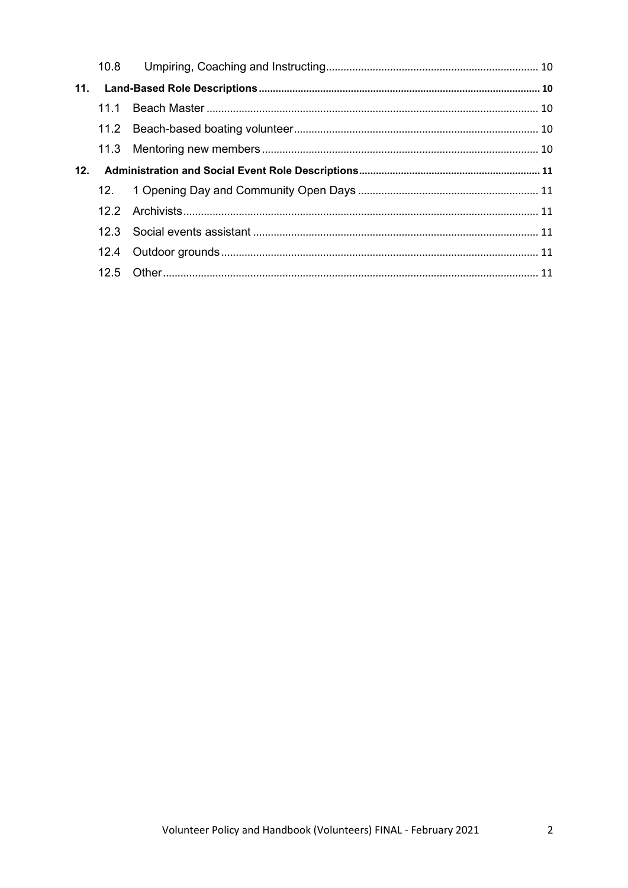| | | |
|---|---|---|
| 10.8 | Umpiring, Coaching and Instructing | 10 |
| **11.** | **Land-Based Role Descriptions** | **10** |
| 11.1 | Beach Master | 10 |
| 11.2 | Beach-based boating volunteer | 10 |
| 11.3 | Mentoring new members | 10 |
| **12.** | **Administration and Social Event Role Descriptions** | **11** |
| 12. | 1 Opening Day and Community Open Days | 11 |
| 12.2 | Archivists | 11 |
| 12.3 | Social events assistant | 11 |
| 12.4 | Outdoor grounds | 11 |
| 12.5 | Other | 11 |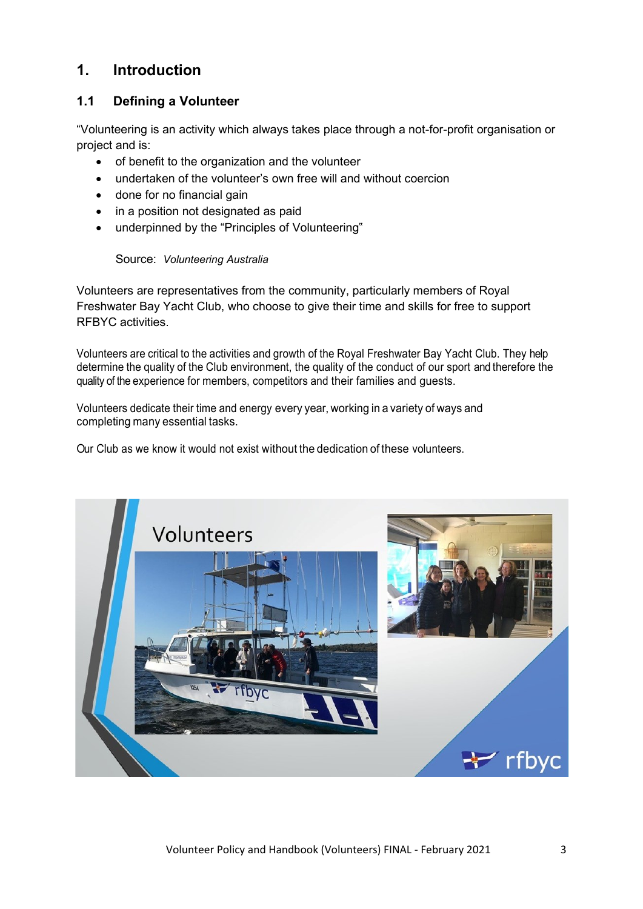# 1. Introduction

## 1.1 Defining a Volunteer

"Volunteering is an activity which always takes place through a not-for-profit organisation or project and is:

- of benefit to the organization and the volunteer
- undertaken of the volunteer's own free will and without coercion
- done for no financial gain
- in a position not designated as paid
- underpinned by the "Principles of Volunteering"

Source: *Volunteering Australia*

Volunteers are representatives from the community, particularly members of Royal Freshwater Bay Yacht Club, who choose to give their time and skills for free to support RFBYC activities.

Volunteers are critical to the activities and growth of the Royal Freshwater Bay Yacht Club. They help determine the quality of the Club environment, the quality of the conduct of our sport and therefore the quality of the experience for members, competitors and their families and guests.

Volunteers dedicate their time and energy every year, working in a variety of ways and completing many essential tasks.

Our Club as we know it would not exist without the dedication of these volunteers.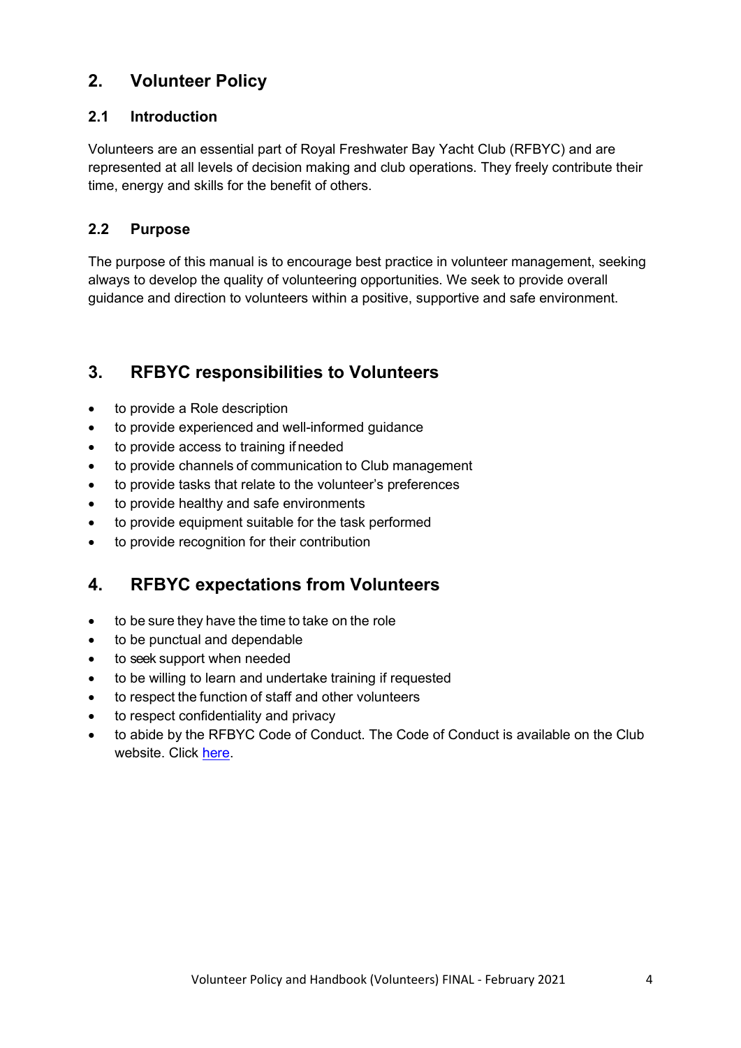# 2. Volunteer Policy

## 2.1 Introduction

Volunteers are an essential part of Royal Freshwater Bay Yacht Club (RFBYC) and are represented at all levels of decision making and club operations. They freely contribute their time, energy and skills for the benefit of others.

## 2.2 Purpose

The purpose of this manual is to encourage best practice in volunteer management, seeking always to develop the quality of volunteering opportunities. We seek to provide overall guidance and direction to volunteers within a positive, supportive and safe environment.

# 3. RFBYC responsibilities to Volunteers

- to provide a Role description
- to provide experienced and well-informed guidance
- to provide access to training if needed
- to provide channels of communication to Club management
- to provide tasks that relate to the volunteer's preferences
- to provide healthy and safe environments
- to provide equipment suitable for the task performed
- to provide recognition for their contribution

# 4. RFBYC expectations from Volunteers

- to be sure they have the time to take on the role
- to be punctual and dependable
- to seek support when needed
- to be willing to learn and undertake training if requested
- to respect the function of staff and other volunteers
- to respect confidentiality and privacy
- to abide by the RFBYC Code of Conduct. The Code of Conduct is available on the Club website. Click here.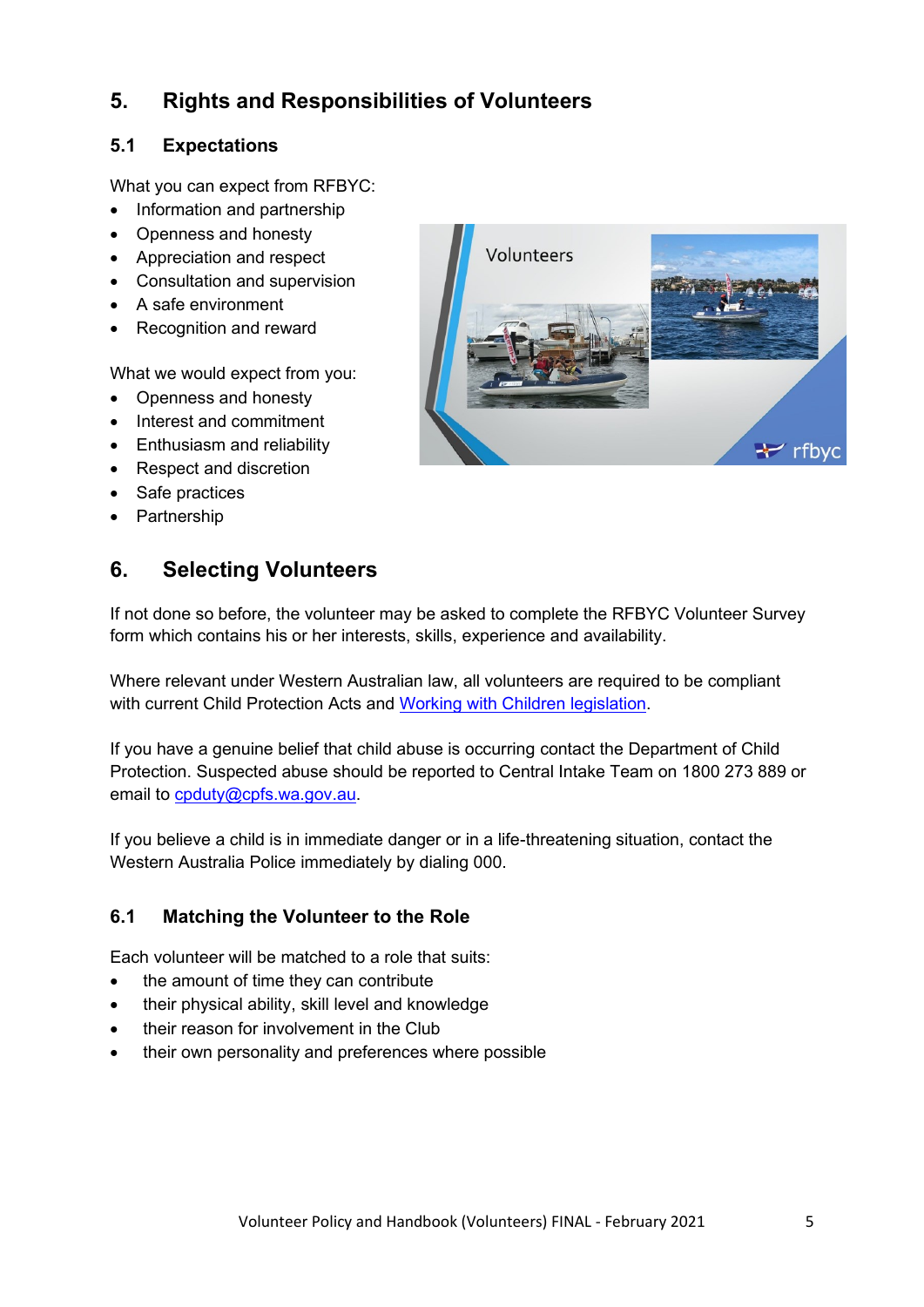# 5. Rights and Responsibilities of Volunteers

## 5.1 Expectations

What you can expect from RFBYC:

- Information and partnership
- Openness and honesty
- Appreciation and respect
- Consultation and supervision
- A safe environment
- Recognition and reward

What we would expect from you:

- Openness and honesty
- Interest and commitment
- Enthusiasm and reliability
- Respect and discretion
- Safe practices
- Partnership

# 6. Selecting Volunteers

If not done so before, the volunteer may be asked to complete the RFBYC Volunteer Survey form which contains his or her interests, skills, experience and availability.

Where relevant under Western Australian law, all volunteers are required to be compliant with current Child Protection Acts and Working with Children legislation.

If you have a genuine belief that child abuse is occurring contact the Department of Child Protection. Suspected abuse should be reported to Central Intake Team on 1800 273 889 or email to cpduty@cpfs.wa.gov.au.

If you believe a child is in immediate danger or in a life-threatening situation, contact the Western Australia Police immediately by dialing 000.

## 6.1 Matching the Volunteer to the Role

Each volunteer will be matched to a role that suits:

- the amount of time they can contribute
- their physical ability, skill level and knowledge
- their reason for involvement in the Club
- their own personality and preferences where possible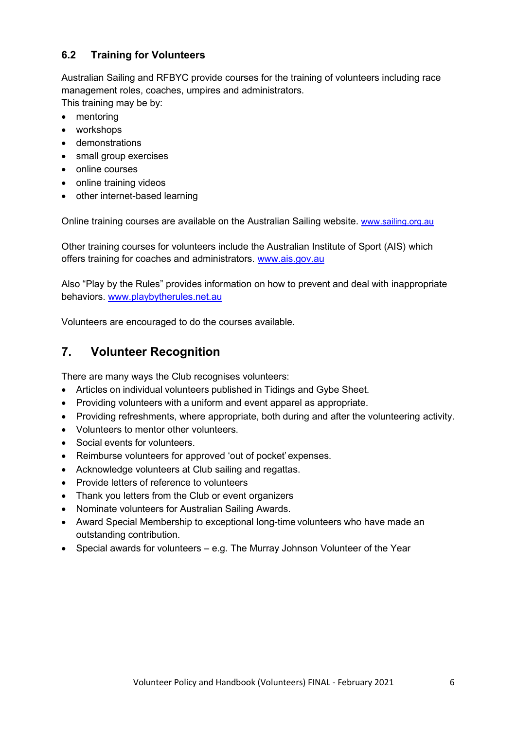### 6.2 Training for Volunteers

Australian Sailing and RFBYC provide courses for the training of volunteers including race management roles, coaches, umpires and administrators.
This training may be by:

- mentoring
- workshops
- demonstrations
- small group exercises
- online courses
- online training videos
- other internet-based learning

Online training courses are available on the Australian Sailing website. www.sailing.org.au

Other training courses for volunteers include the Australian Institute of Sport (AIS) which offers training for coaches and administrators. www.ais.gov.au

Also "Play by the Rules" provides information on how to prevent and deal with inappropriate behaviors. www.playbytherules.net.au

Volunteers are encouraged to do the courses available.

## 7. Volunteer Recognition

There are many ways the Club recognises volunteers:

- Articles on individual volunteers published in Tidings and Gybe Sheet.
- Providing volunteers with a uniform and event apparel as appropriate.
- Providing refreshments, where appropriate, both during and after the volunteering activity.
- Volunteers to mentor other volunteers.
- Social events for volunteers.
- Reimburse volunteers for approved 'out of pocket' expenses.
- Acknowledge volunteers at Club sailing and regattas.
- Provide letters of reference to volunteers
- Thank you letters from the Club or event organizers
- Nominate volunteers for Australian Sailing Awards.
- Award Special Membership to exceptional long-time volunteers who have made an outstanding contribution.
- Special awards for volunteers – e.g. The Murray Johnson Volunteer of the Year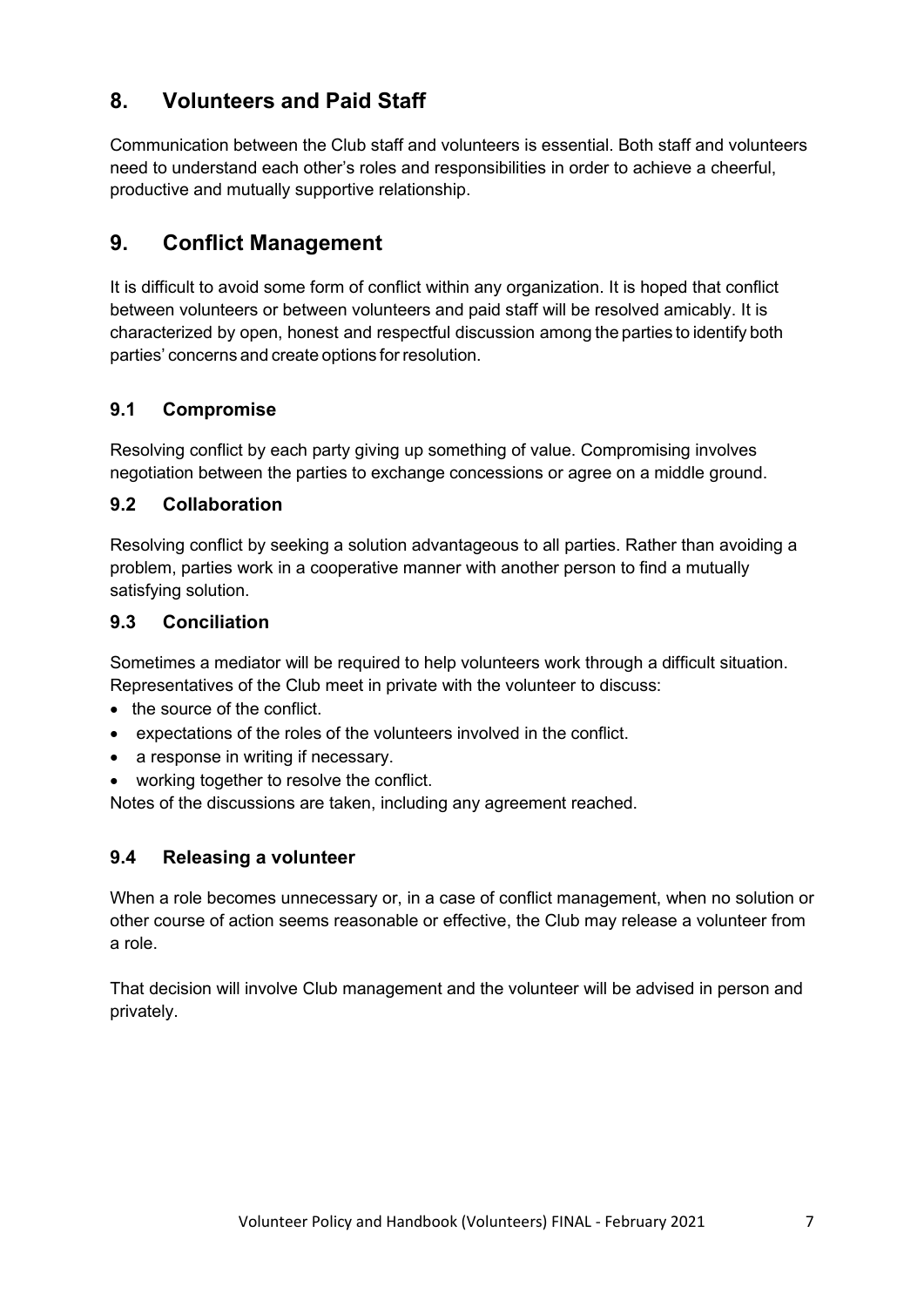## 8. Volunteers and Paid Staff

Communication between the Club staff and volunteers is essential. Both staff and volunteers need to understand each other's roles and responsibilities in order to achieve a cheerful, productive and mutually supportive relationship.

## 9. Conflict Management

It is difficult to avoid some form of conflict within any organization. It is hoped that conflict between volunteers or between volunteers and paid staff will be resolved amicably. It is characterized by open, honest and respectful discussion among the parties to identify both parties' concerns and create options for resolution.

### 9.1 Compromise

Resolving conflict by each party giving up something of value. Compromising involves negotiation between the parties to exchange concessions or agree on a middle ground.

### 9.2 Collaboration

Resolving conflict by seeking a solution advantageous to all parties. Rather than avoiding a problem, parties work in a cooperative manner with another person to find a mutually satisfying solution.

### 9.3 Conciliation

Sometimes a mediator will be required to help volunteers work through a difficult situation. Representatives of the Club meet in private with the volunteer to discuss:

- the source of the conflict.
- expectations of the roles of the volunteers involved in the conflict.
- a response in writing if necessary.
- working together to resolve the conflict.

Notes of the discussions are taken, including any agreement reached.

### 9.4 Releasing a volunteer

When a role becomes unnecessary or, in a case of conflict management, when no solution or other course of action seems reasonable or effective, the Club may release a volunteer from a role.

That decision will involve Club management and the volunteer will be advised in person and privately.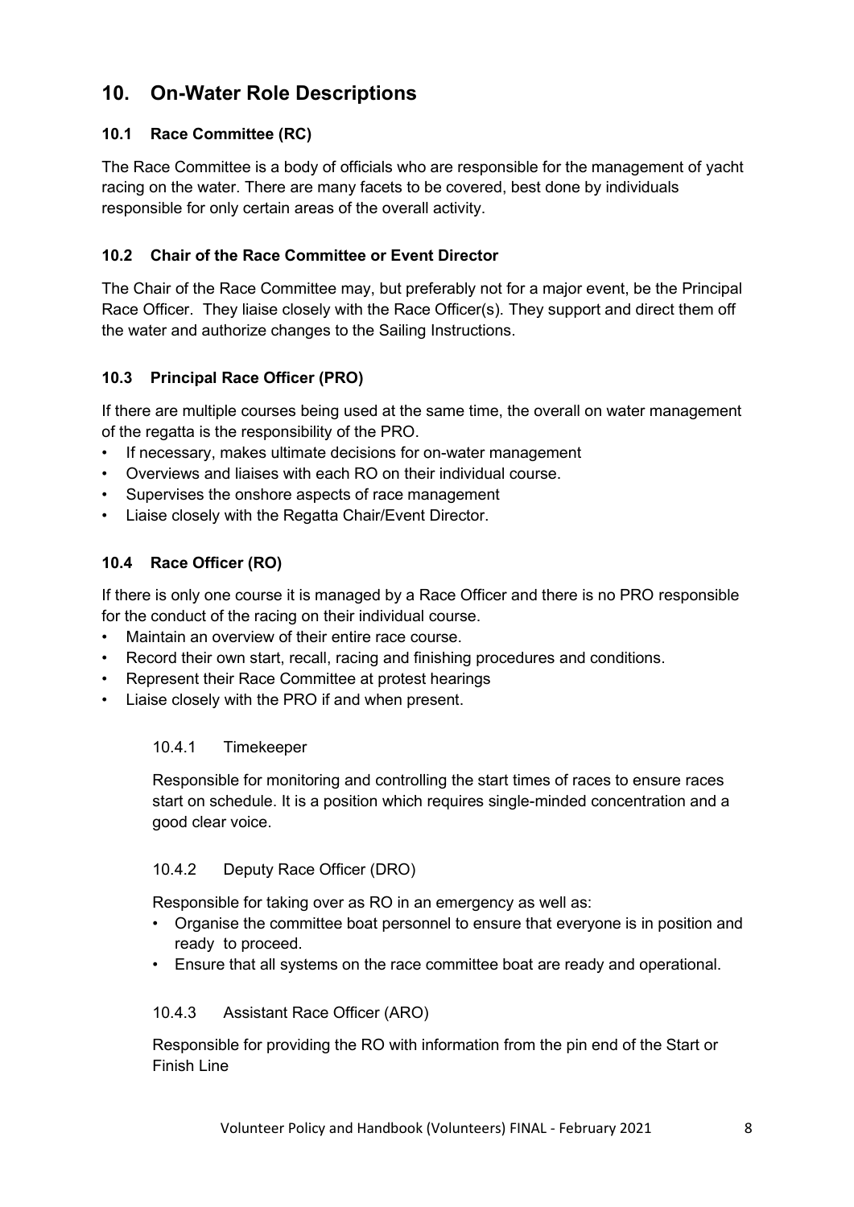## 10. On-Water Role Descriptions

### 10.1 Race Committee (RC)

The Race Committee is a body of officials who are responsible for the management of yacht racing on the water. There are many facets to be covered, best done by individuals responsible for only certain areas of the overall activity.

### 10.2 Chair of the Race Committee or Event Director

The Chair of the Race Committee may, but preferably not for a major event, be the Principal Race Officer. They liaise closely with the Race Officer(s). They support and direct them off the water and authorize changes to the Sailing Instructions.

### 10.3 Principal Race Officer (PRO)

If there are multiple courses being used at the same time, the overall on water management of the regatta is the responsibility of the PRO.

- If necessary, makes ultimate decisions for on-water management
- Overviews and liaises with each RO on their individual course.
- Supervises the onshore aspects of race management
- Liaise closely with the Regatta Chair/Event Director.

### 10.4 Race Officer (RO)

If there is only one course it is managed by a Race Officer and there is no PRO responsible for the conduct of the racing on their individual course.

- Maintain an overview of their entire race course.
- Record their own start, recall, racing and finishing procedures and conditions.
- Represent their Race Committee at protest hearings
- Liaise closely with the PRO if and when present.

#### 10.4.1 Timekeeper

Responsible for monitoring and controlling the start times of races to ensure races start on schedule. It is a position which requires single-minded concentration and a good clear voice.

#### 10.4.2 Deputy Race Officer (DRO)

Responsible for taking over as RO in an emergency as well as:

- Organise the committee boat personnel to ensure that everyone is in position and ready to proceed.
- Ensure that all systems on the race committee boat are ready and operational.

#### 10.4.3 Assistant Race Officer (ARO)

Responsible for providing the RO with information from the pin end of the Start or Finish Line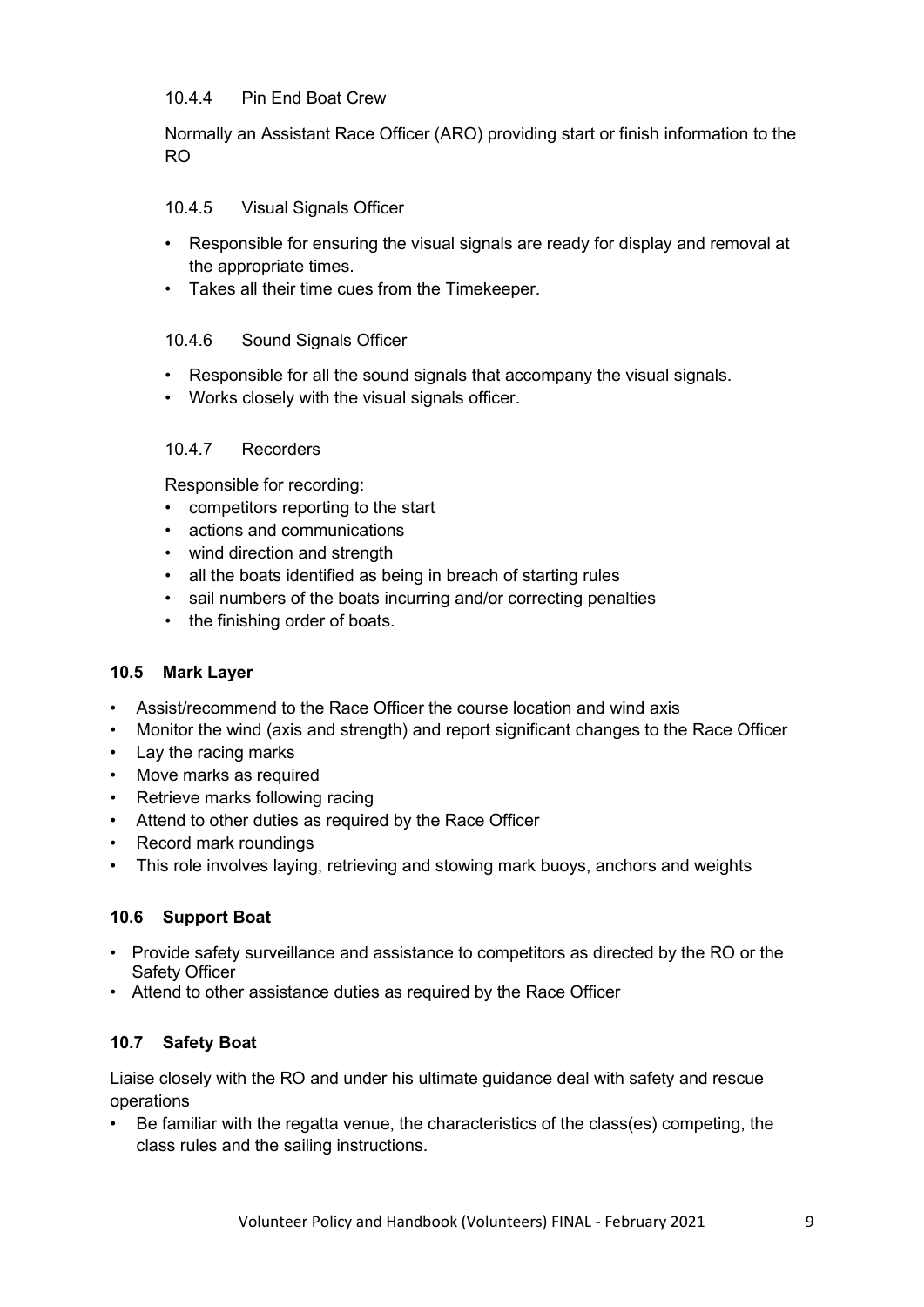#### 10.4.4 Pin End Boat Crew

Normally an Assistant Race Officer (ARO) providing start or finish information to the RO

#### 10.4.5 Visual Signals Officer

- Responsible for ensuring the visual signals are ready for display and removal at the appropriate times.
- Takes all their time cues from the Timekeeper.

#### 10.4.6 Sound Signals Officer

- Responsible for all the sound signals that accompany the visual signals.
- Works closely with the visual signals officer.

#### 10.4.7 Recorders

Responsible for recording:

- competitors reporting to the start
- actions and communications
- wind direction and strength
- all the boats identified as being in breach of starting rules
- sail numbers of the boats incurring and/or correcting penalties
- the finishing order of boats.

### 10.5 Mark Layer

- Assist/recommend to the Race Officer the course location and wind axis
- Monitor the wind (axis and strength) and report significant changes to the Race Officer
- Lay the racing marks
- Move marks as required
- Retrieve marks following racing
- Attend to other duties as required by the Race Officer
- Record mark roundings
- This role involves laying, retrieving and stowing mark buoys, anchors and weights

### 10.6 Support Boat

- Provide safety surveillance and assistance to competitors as directed by the RO or the Safety Officer
- Attend to other assistance duties as required by the Race Officer

### 10.7 Safety Boat

Liaise closely with the RO and under his ultimate guidance deal with safety and rescue operations

- Be familiar with the regatta venue, the characteristics of the class(es) competing, the class rules and the sailing instructions.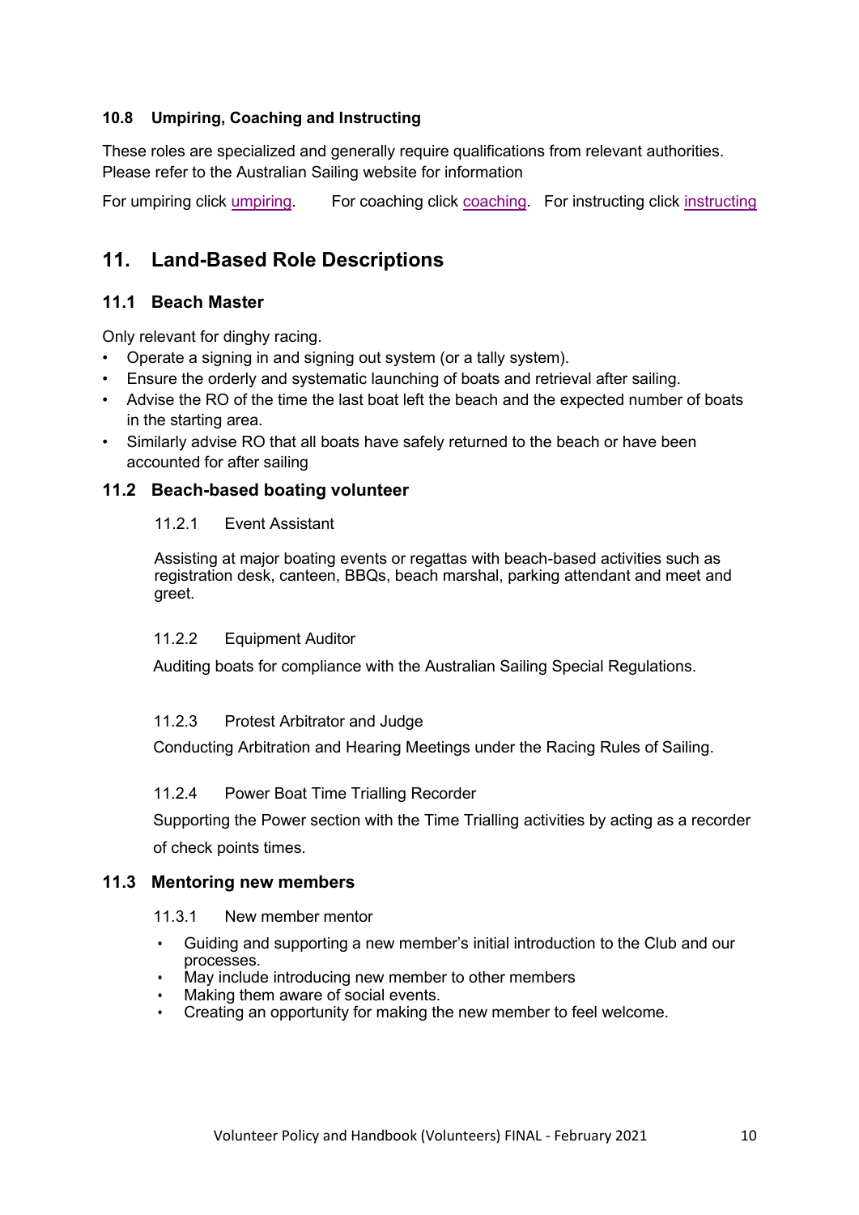### 10.8 Umpiring, Coaching and Instructing

These roles are specialized and generally require qualifications from relevant authorities. Please refer to the Australian Sailing website for information

For umpiring click umpiring. For coaching click coaching. For instructing click instructing

## 11. Land-Based Role Descriptions

### 11.1 Beach Master

Only relevant for dinghy racing.

- Operate a signing in and signing out system (or a tally system).
- Ensure the orderly and systematic launching of boats and retrieval after sailing.
- Advise the RO of the time the last boat left the beach and the expected number of boats in the starting area.
- Similarly advise RO that all boats have safely returned to the beach or have been accounted for after sailing

### 11.2 Beach-based boating volunteer

11.2.1 Event Assistant

Assisting at major boating events or regattas with beach-based activities such as registration desk, canteen, BBQs, beach marshal, parking attendant and meet and greet.

11.2.2 Equipment Auditor

Auditing boats for compliance with the Australian Sailing Special Regulations.

11.2.3 Protest Arbitrator and Judge

Conducting Arbitration and Hearing Meetings under the Racing Rules of Sailing.

11.2.4 Power Boat Time Trialling Recorder

Supporting the Power section with the Time Trialling activities by acting as a recorder of check points times.

### 11.3 Mentoring new members

11.3.1 New member mentor

- Guiding and supporting a new member's initial introduction to the Club and our processes.
- May include introducing new member to other members
- Making them aware of social events.
- Creating an opportunity for making the new member to feel welcome.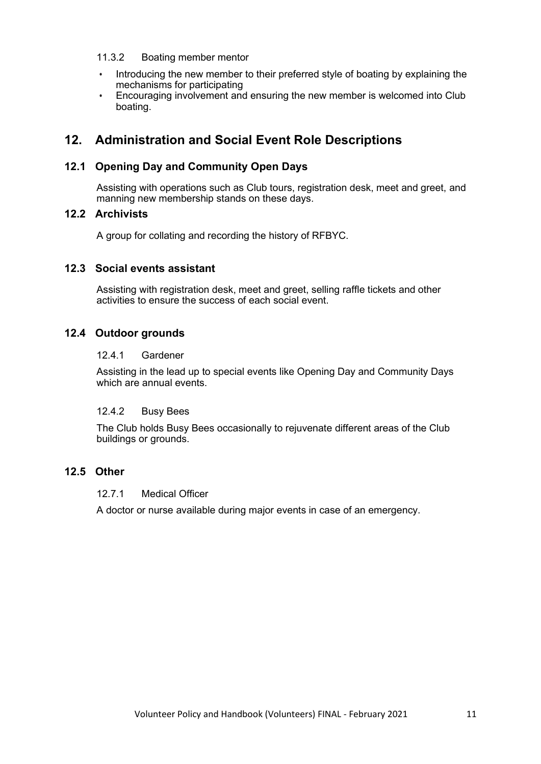11.3.2 Boating member mentor

- Introducing the new member to their preferred style of boating by explaining the mechanisms for participating
- Encouraging involvement and ensuring the new member is welcomed into Club boating.

## 12. Administration and Social Event Role Descriptions

### 12.1 Opening Day and Community Open Days

Assisting with operations such as Club tours, registration desk, meet and greet, and manning new membership stands on these days.

### 12.2 Archivists

A group for collating and recording the history of RFBYC.

### 12.3 Social events assistant

Assisting with registration desk, meet and greet, selling raffle tickets and other activities to ensure the success of each social event.

### 12.4 Outdoor grounds

12.4.1 Gardener

Assisting in the lead up to special events like Opening Day and Community Days which are annual events.

12.4.2 Busy Bees

The Club holds Busy Bees occasionally to rejuvenate different areas of the Club buildings or grounds.

### 12.5 Other

12.7.1 Medical Officer

A doctor or nurse available during major events in case of an emergency.